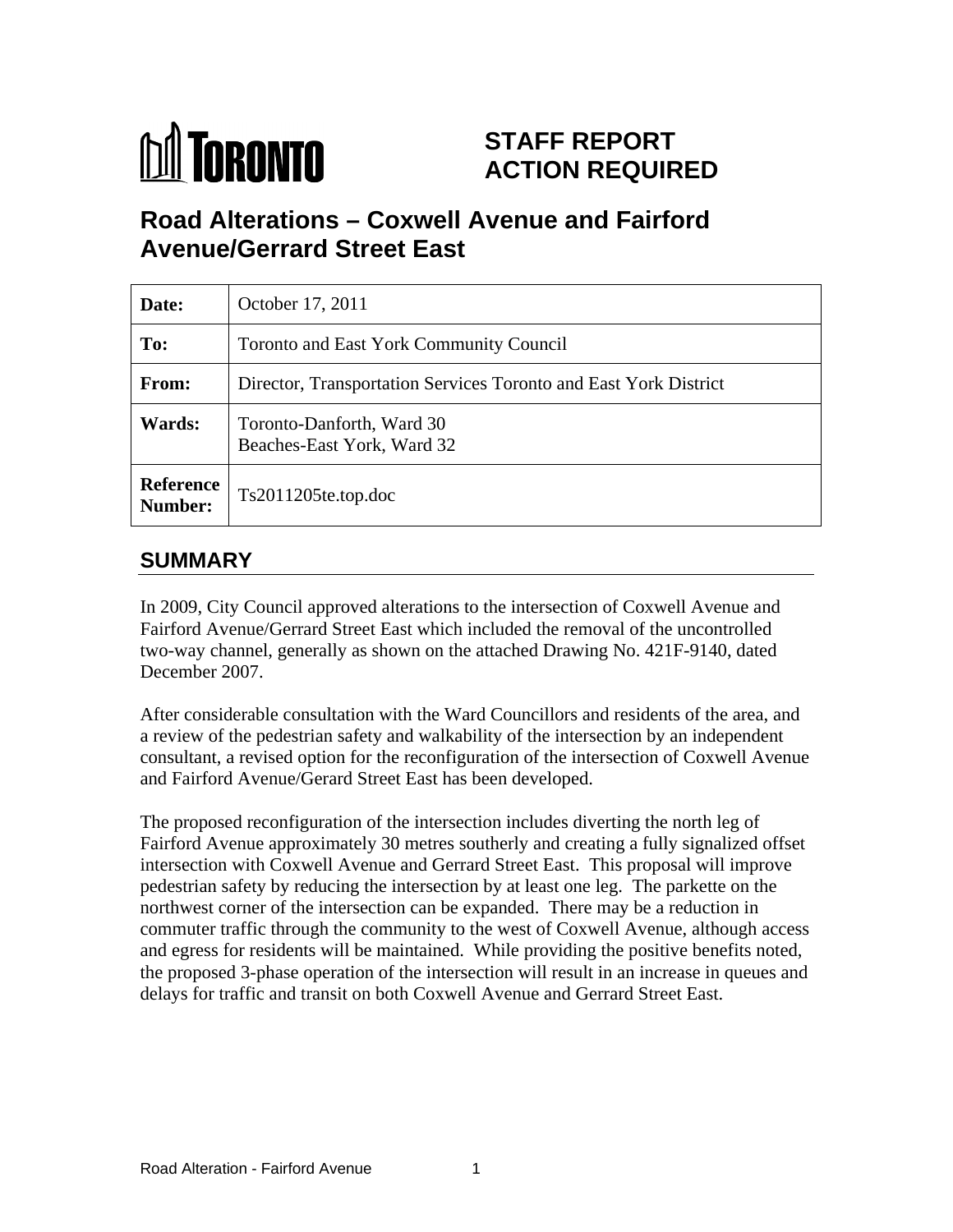# STAFF REPORT ACTION REQUIRED

# Road Alterations – Coxwell Avenue and Fairford Avenue/Gerrard Street East

| | |
|---|---|
| **Date:** | October 17, 2011 |
| **To:** | Toronto and East York Community Council |
| **From:** | Director, Transportation Services Toronto and East York District |
| **Wards:** | Toronto-Danforth, Ward 30<br>Beaches-East York, Ward 32 |
| **Reference Number:** | Ts2011205te.top.doc |

## SUMMARY

In 2009, City Council approved alterations to the intersection of Coxwell Avenue and Fairford Avenue/Gerrard Street East which included the removal of the uncontrolled two-way channel, generally as shown on the attached Drawing No. 421F-9140, dated December 2007.

After considerable consultation with the Ward Councillors and residents of the area, and a review of the pedestrian safety and walkability of the intersection by an independent consultant, a revised option for the reconfiguration of the intersection of Coxwell Avenue and Fairford Avenue/Gerard Street East has been developed.

The proposed reconfiguration of the intersection includes diverting the north leg of Fairford Avenue approximately 30 metres southerly and creating a fully signalized offset intersection with Coxwell Avenue and Gerrard Street East. This proposal will improve pedestrian safety by reducing the intersection by at least one leg. The parkette on the northwest corner of the intersection can be expanded. There may be a reduction in commuter traffic through the community to the west of Coxwell Avenue, although access and egress for residents will be maintained. While providing the positive benefits noted, the proposed 3-phase operation of the intersection will result in an increase in queues and delays for traffic and transit on both Coxwell Avenue and Gerrard Street East.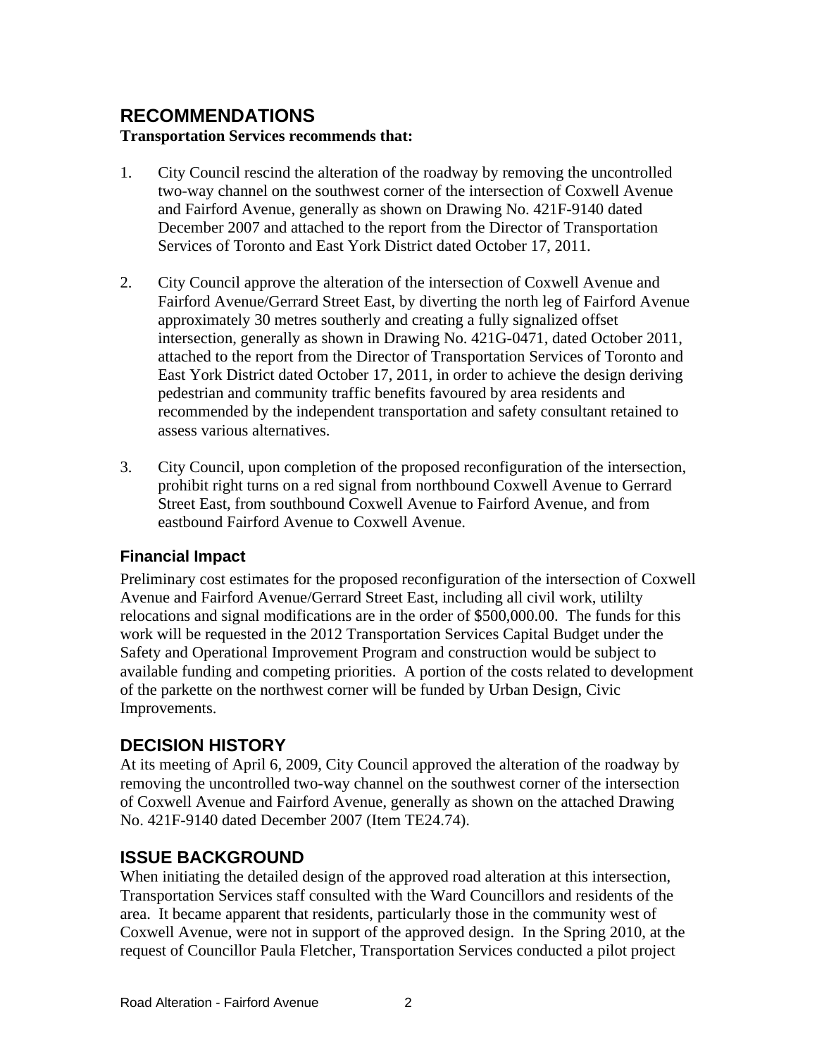## RECOMMENDATIONS

**Transportation Services recommends that:**

1. City Council rescind the alteration of the roadway by removing the uncontrolled two-way channel on the southwest corner of the intersection of Coxwell Avenue and Fairford Avenue, generally as shown on Drawing No. 421F-9140 dated December 2007 and attached to the report from the Director of Transportation Services of Toronto and East York District dated October 17, 2011.

2. City Council approve the alteration of the intersection of Coxwell Avenue and Fairford Avenue/Gerrard Street East, by diverting the north leg of Fairford Avenue approximately 30 metres southerly and creating a fully signalized offset intersection, generally as shown in Drawing No. 421G-0471, dated October 2011, attached to the report from the Director of Transportation Services of Toronto and East York District dated October 17, 2011, in order to achieve the design deriving pedestrian and community traffic benefits favoured by area residents and recommended by the independent transportation and safety consultant retained to assess various alternatives.

3. City Council, upon completion of the proposed reconfiguration of the intersection, prohibit right turns on a red signal from northbound Coxwell Avenue to Gerrard Street East, from southbound Coxwell Avenue to Fairford Avenue, and from eastbound Fairford Avenue to Coxwell Avenue.

### Financial Impact

Preliminary cost estimates for the proposed reconfiguration of the intersection of Coxwell Avenue and Fairford Avenue/Gerrard Street East, including all civil work, utililty relocations and signal modifications are in the order of $500,000.00. The funds for this work will be requested in the 2012 Transportation Services Capital Budget under the Safety and Operational Improvement Program and construction would be subject to available funding and competing priorities. A portion of the costs related to development of the parkette on the northwest corner will be funded by Urban Design, Civic Improvements.

## DECISION HISTORY

At its meeting of April 6, 2009, City Council approved the alteration of the roadway by removing the uncontrolled two-way channel on the southwest corner of the intersection of Coxwell Avenue and Fairford Avenue, generally as shown on the attached Drawing No. 421F-9140 dated December 2007 (Item TE24.74).

## ISSUE BACKGROUND

When initiating the detailed design of the approved road alteration at this intersection, Transportation Services staff consulted with the Ward Councillors and residents of the area. It became apparent that residents, particularly those in the community west of Coxwell Avenue, were not in support of the approved design. In the Spring 2010, at the request of Councillor Paula Fletcher, Transportation Services conducted a pilot project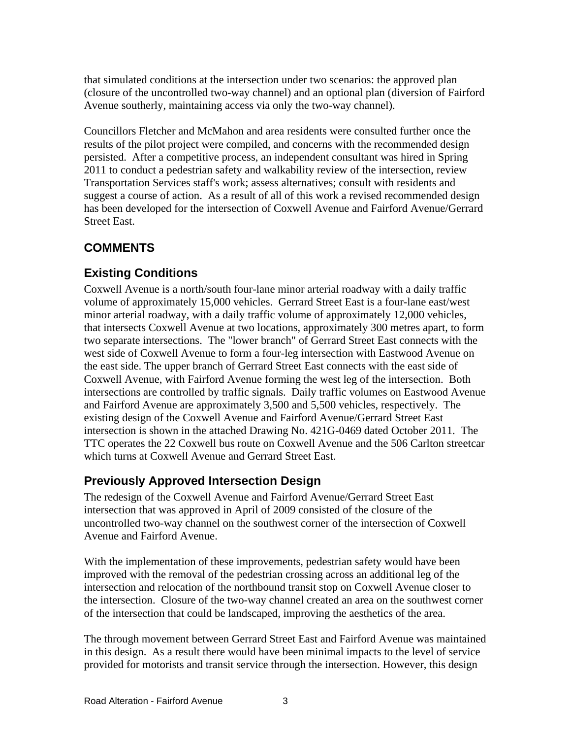that simulated conditions at the intersection under two scenarios: the approved plan (closure of the uncontrolled two-way channel) and an optional plan (diversion of Fairford Avenue southerly, maintaining access via only the two-way channel).

Councillors Fletcher and McMahon and area residents were consulted further once the results of the pilot project were compiled, and concerns with the recommended design persisted. After a competitive process, an independent consultant was hired in Spring 2011 to conduct a pedestrian safety and walkability review of the intersection, review Transportation Services staff's work; assess alternatives; consult with residents and suggest a course of action. As a result of all of this work a revised recommended design has been developed for the intersection of Coxwell Avenue and Fairford Avenue/Gerrard Street East.

## COMMENTS

### Existing Conditions

Coxwell Avenue is a north/south four-lane minor arterial roadway with a daily traffic volume of approximately 15,000 vehicles. Gerrard Street East is a four-lane east/west minor arterial roadway, with a daily traffic volume of approximately 12,000 vehicles, that intersects Coxwell Avenue at two locations, approximately 300 metres apart, to form two separate intersections. The "lower branch" of Gerrard Street East connects with the west side of Coxwell Avenue to form a four-leg intersection with Eastwood Avenue on the east side. The upper branch of Gerrard Street East connects with the east side of Coxwell Avenue, with Fairford Avenue forming the west leg of the intersection. Both intersections are controlled by traffic signals. Daily traffic volumes on Eastwood Avenue and Fairford Avenue are approximately 3,500 and 5,500 vehicles, respectively. The existing design of the Coxwell Avenue and Fairford Avenue/Gerrard Street East intersection is shown in the attached Drawing No. 421G-0469 dated October 2011. The TTC operates the 22 Coxwell bus route on Coxwell Avenue and the 506 Carlton streetcar which turns at Coxwell Avenue and Gerrard Street East.

### Previously Approved Intersection Design

The redesign of the Coxwell Avenue and Fairford Avenue/Gerrard Street East intersection that was approved in April of 2009 consisted of the closure of the uncontrolled two-way channel on the southwest corner of the intersection of Coxwell Avenue and Fairford Avenue.

With the implementation of these improvements, pedestrian safety would have been improved with the removal of the pedestrian crossing across an additional leg of the intersection and relocation of the northbound transit stop on Coxwell Avenue closer to the intersection. Closure of the two-way channel created an area on the southwest corner of the intersection that could be landscaped, improving the aesthetics of the area.

The through movement between Gerrard Street East and Fairford Avenue was maintained in this design. As a result there would have been minimal impacts to the level of service provided for motorists and transit service through the intersection. However, this design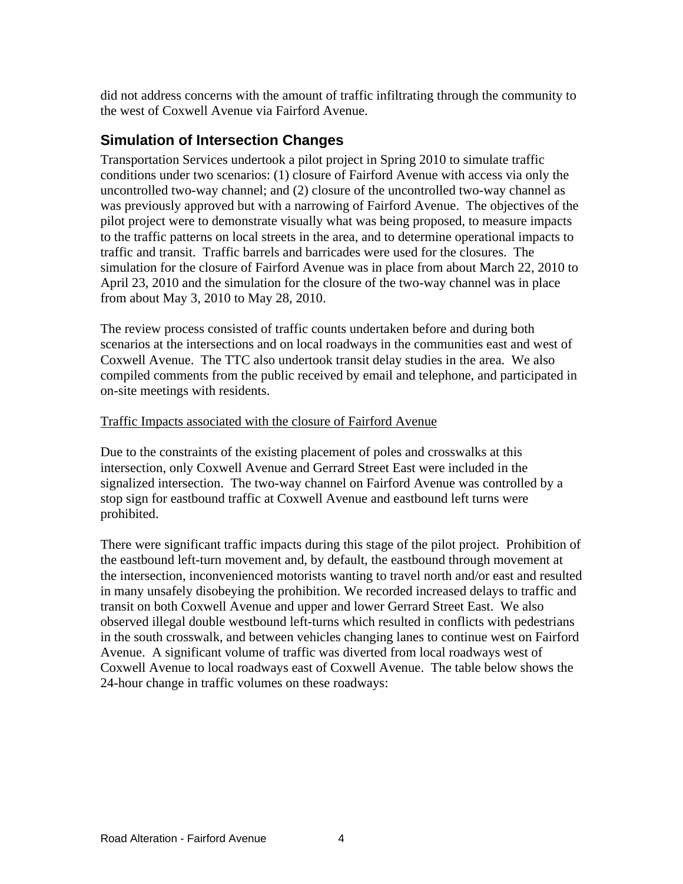did not address concerns with the amount of traffic infiltrating through the community to the west of Coxwell Avenue via Fairford Avenue.

## Simulation of Intersection Changes

Transportation Services undertook a pilot project in Spring 2010 to simulate traffic conditions under two scenarios: (1) closure of Fairford Avenue with access via only the uncontrolled two-way channel; and (2) closure of the uncontrolled two-way channel as was previously approved but with a narrowing of Fairford Avenue. The objectives of the pilot project were to demonstrate visually what was being proposed, to measure impacts to the traffic patterns on local streets in the area, and to determine operational impacts to traffic and transit. Traffic barrels and barricades were used for the closures. The simulation for the closure of Fairford Avenue was in place from about March 22, 2010 to April 23, 2010 and the simulation for the closure of the two-way channel was in place from about May 3, 2010 to May 28, 2010.

The review process consisted of traffic counts undertaken before and during both scenarios at the intersections and on local roadways in the communities east and west of Coxwell Avenue. The TTC also undertook transit delay studies in the area. We also compiled comments from the public received by email and telephone, and participated in on-site meetings with residents.

<u>Traffic Impacts associated with the closure of Fairford Avenue</u>

Due to the constraints of the existing placement of poles and crosswalks at this intersection, only Coxwell Avenue and Gerrard Street East were included in the signalized intersection. The two-way channel on Fairford Avenue was controlled by a stop sign for eastbound traffic at Coxwell Avenue and eastbound left turns were prohibited.

There were significant traffic impacts during this stage of the pilot project. Prohibition of the eastbound left-turn movement and, by default, the eastbound through movement at the intersection, inconvenienced motorists wanting to travel north and/or east and resulted in many unsafely disobeying the prohibition. We recorded increased delays to traffic and transit on both Coxwell Avenue and upper and lower Gerrard Street East. We also observed illegal double westbound left-turns which resulted in conflicts with pedestrians in the south crosswalk, and between vehicles changing lanes to continue west on Fairford Avenue. A significant volume of traffic was diverted from local roadways west of Coxwell Avenue to local roadways east of Coxwell Avenue. The table below shows the 24-hour change in traffic volumes on these roadways: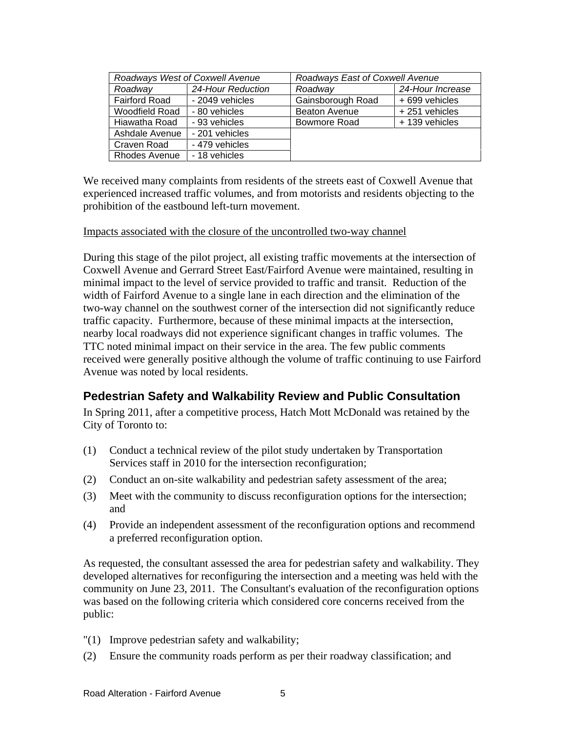| *Roadways West of Coxwell Avenue* | | *Roadways East of Coxwell Avenue* | |
|---|---|---|---|
| *Roadway* | *24-Hour Reduction* | *Roadway* | *24-Hour Increase* |
| Fairford Road | - 2049 vehicles | Gainsborough Road | + 699 vehicles |
| Woodfield Road | - 80 vehicles | Beaton Avenue | + 251 vehicles |
| Hiawatha Road | - 93 vehicles | Bowmore Road | + 139 vehicles |
| Ashdale Avenue | - 201 vehicles | | |
| Craven Road | - 479 vehicles | | |
| Rhodes Avenue | - 18 vehicles | | |

We received many complaints from residents of the streets east of Coxwell Avenue that experienced increased traffic volumes, and from motorists and residents objecting to the prohibition of the eastbound left-turn movement.

<u>Impacts associated with the closure of the uncontrolled two-way channel</u>

During this stage of the pilot project, all existing traffic movements at the intersection of Coxwell Avenue and Gerrard Street East/Fairford Avenue were maintained, resulting in minimal impact to the level of service provided to traffic and transit. Reduction of the width of Fairford Avenue to a single lane in each direction and the elimination of the two-way channel on the southwest corner of the intersection did not significantly reduce traffic capacity. Furthermore, because of these minimal impacts at the intersection, nearby local roadways did not experience significant changes in traffic volumes. The TTC noted minimal impact on their service in the area. The few public comments received were generally positive although the volume of traffic continuing to use Fairford Avenue was noted by local residents.

## Pedestrian Safety and Walkability Review and Public Consultation

In Spring 2011, after a competitive process, Hatch Mott McDonald was retained by the City of Toronto to:

(1) Conduct a technical review of the pilot study undertaken by Transportation Services staff in 2010 for the intersection reconfiguration;

(2) Conduct an on-site walkability and pedestrian safety assessment of the area;

(3) Meet with the community to discuss reconfiguration options for the intersection; and

(4) Provide an independent assessment of the reconfiguration options and recommend a preferred reconfiguration option.

As requested, the consultant assessed the area for pedestrian safety and walkability. They developed alternatives for reconfiguring the intersection and a meeting was held with the community on June 23, 2011. The Consultant's evaluation of the reconfiguration options was based on the following criteria which considered core concerns received from the public:

"(1) Improve pedestrian safety and walkability;

(2) Ensure the community roads perform as per their roadway classification; and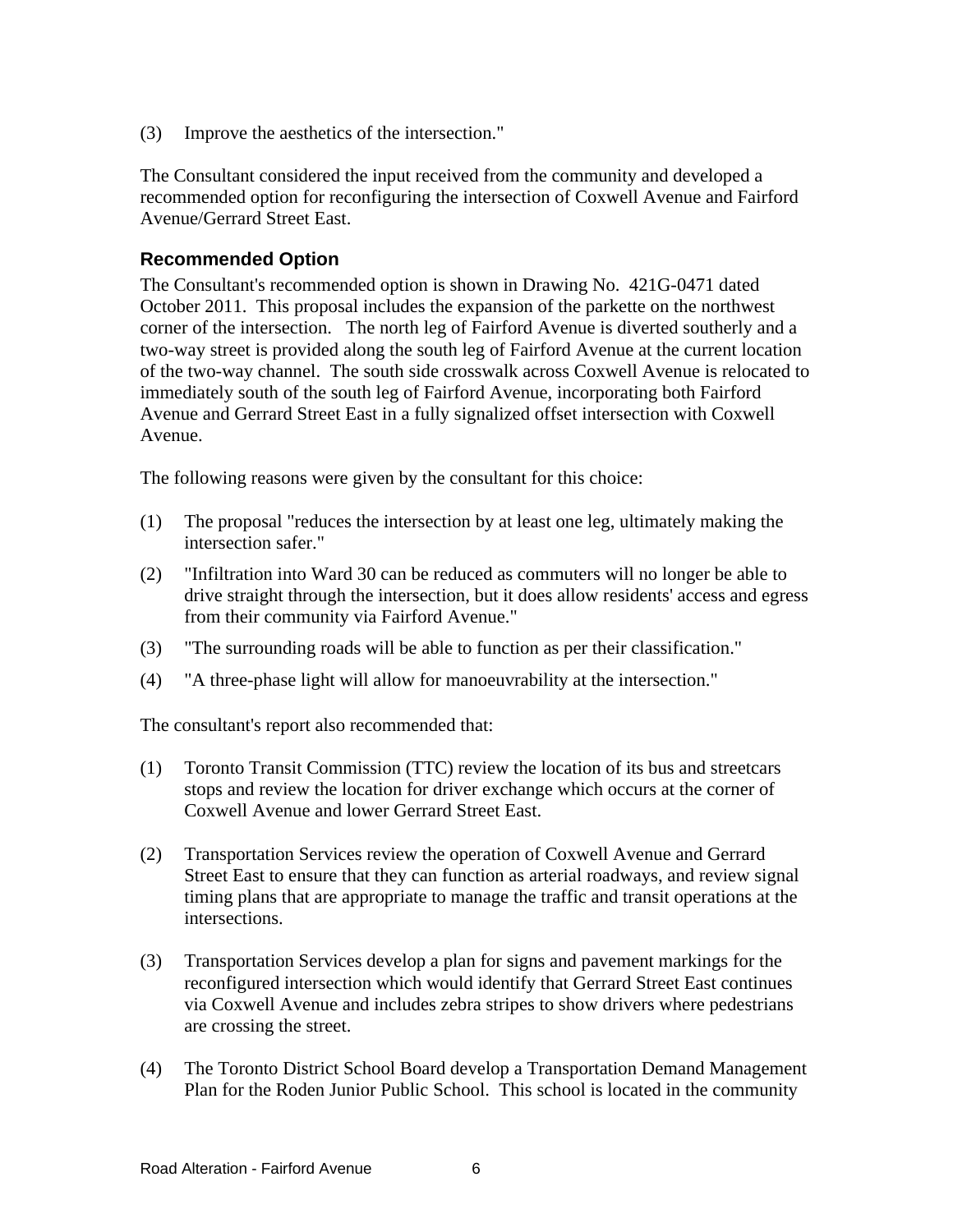(3) Improve the aesthetics of the intersection."

The Consultant considered the input received from the community and developed a recommended option for reconfiguring the intersection of Coxwell Avenue and Fairford Avenue/Gerrard Street East.

### Recommended Option

The Consultant's recommended option is shown in Drawing No. 421G-0471 dated October 2011. This proposal includes the expansion of the parkette on the northwest corner of the intersection. The north leg of Fairford Avenue is diverted southerly and a two-way street is provided along the south leg of Fairford Avenue at the current location of the two-way channel. The south side crosswalk across Coxwell Avenue is relocated to immediately south of the south leg of Fairford Avenue, incorporating both Fairford Avenue and Gerrard Street East in a fully signalized offset intersection with Coxwell Avenue.

The following reasons were given by the consultant for this choice:

(1) The proposal "reduces the intersection by at least one leg, ultimately making the intersection safer."

(2) "Infiltration into Ward 30 can be reduced as commuters will no longer be able to drive straight through the intersection, but it does allow residents' access and egress from their community via Fairford Avenue."

(3) "The surrounding roads will be able to function as per their classification."

(4) "A three-phase light will allow for manoeuvrability at the intersection."

The consultant's report also recommended that:

(1) Toronto Transit Commission (TTC) review the location of its bus and streetcars stops and review the location for driver exchange which occurs at the corner of Coxwell Avenue and lower Gerrard Street East.

(2) Transportation Services review the operation of Coxwell Avenue and Gerrard Street East to ensure that they can function as arterial roadways, and review signal timing plans that are appropriate to manage the traffic and transit operations at the intersections.

(3) Transportation Services develop a plan for signs and pavement markings for the reconfigured intersection which would identify that Gerrard Street East continues via Coxwell Avenue and includes zebra stripes to show drivers where pedestrians are crossing the street.

(4) The Toronto District School Board develop a Transportation Demand Management Plan for the Roden Junior Public School. This school is located in the community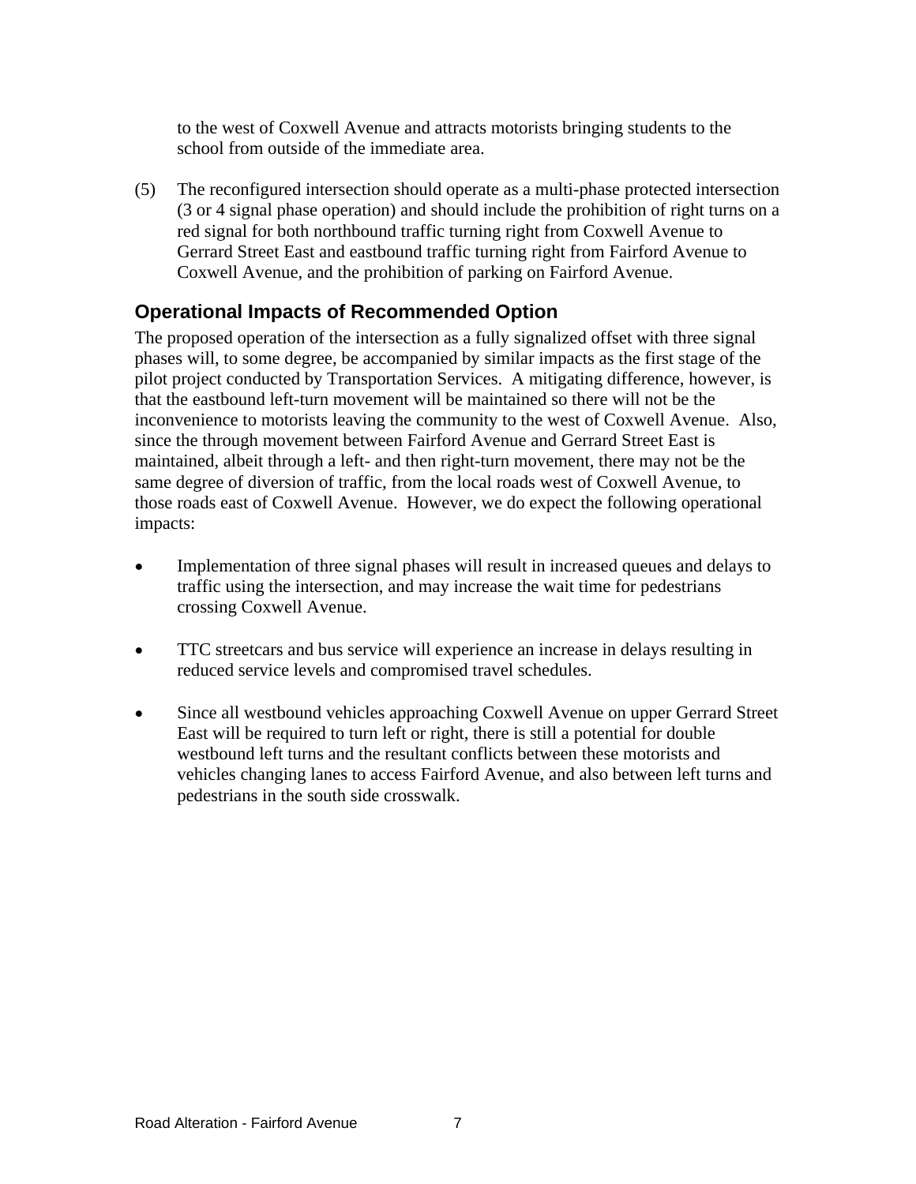to the west of Coxwell Avenue and attracts motorists bringing students to the school from outside of the immediate area.

(5) The reconfigured intersection should operate as a multi-phase protected intersection (3 or 4 signal phase operation) and should include the prohibition of right turns on a red signal for both northbound traffic turning right from Coxwell Avenue to Gerrard Street East and eastbound traffic turning right from Fairford Avenue to Coxwell Avenue, and the prohibition of parking on Fairford Avenue.

## Operational Impacts of Recommended Option

The proposed operation of the intersection as a fully signalized offset with three signal phases will, to some degree, be accompanied by similar impacts as the first stage of the pilot project conducted by Transportation Services. A mitigating difference, however, is that the eastbound left-turn movement will be maintained so there will not be the inconvenience to motorists leaving the community to the west of Coxwell Avenue. Also, since the through movement between Fairford Avenue and Gerrard Street East is maintained, albeit through a left- and then right-turn movement, there may not be the same degree of diversion of traffic, from the local roads west of Coxwell Avenue, to those roads east of Coxwell Avenue. However, we do expect the following operational impacts:

- Implementation of three signal phases will result in increased queues and delays to traffic using the intersection, and may increase the wait time for pedestrians crossing Coxwell Avenue.

- TTC streetcars and bus service will experience an increase in delays resulting in reduced service levels and compromised travel schedules.

- Since all westbound vehicles approaching Coxwell Avenue on upper Gerrard Street East will be required to turn left or right, there is still a potential for double westbound left turns and the resultant conflicts between these motorists and vehicles changing lanes to access Fairford Avenue, and also between left turns and pedestrians in the south side crosswalk.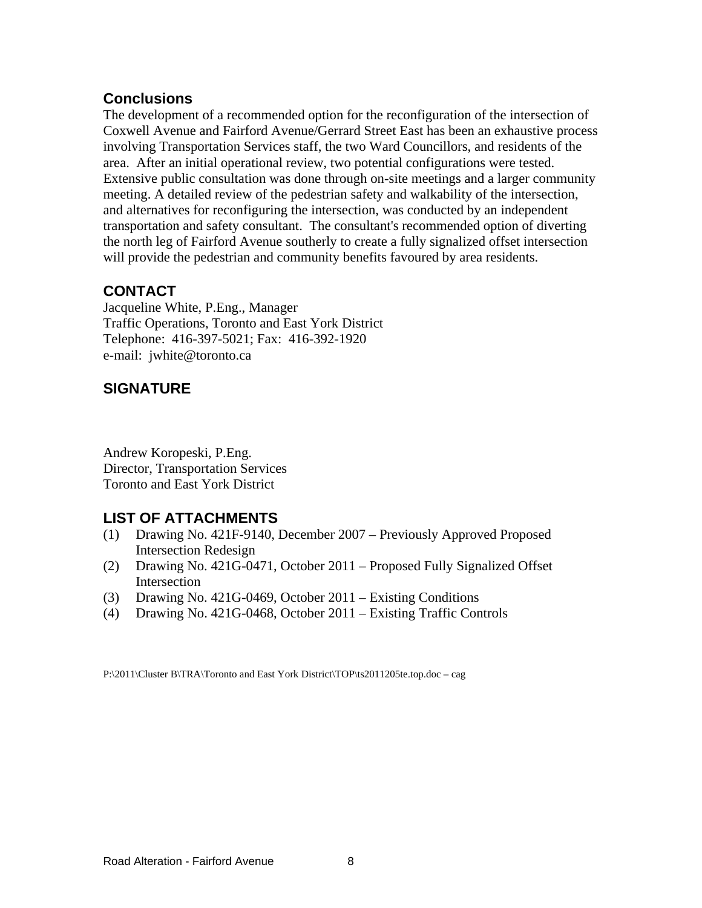## Conclusions

The development of a recommended option for the reconfiguration of the intersection of Coxwell Avenue and Fairford Avenue/Gerrard Street East has been an exhaustive process involving Transportation Services staff, the two Ward Councillors, and residents of the area. After an initial operational review, two potential configurations were tested. Extensive public consultation was done through on-site meetings and a larger community meeting. A detailed review of the pedestrian safety and walkability of the intersection, and alternatives for reconfiguring the intersection, was conducted by an independent transportation and safety consultant. The consultant's recommended option of diverting the north leg of Fairford Avenue southerly to create a fully signalized offset intersection will provide the pedestrian and community benefits favoured by area residents.

## CONTACT

Jacqueline White, P.Eng., Manager
Traffic Operations, Toronto and East York District
Telephone: 416-397-5021; Fax: 416-392-1920
e-mail: jwhite@toronto.ca

## SIGNATURE

Andrew Koropeski, P.Eng.
Director, Transportation Services
Toronto and East York District

## LIST OF ATTACHMENTS

(1) Drawing No. 421F-9140, December 2007 – Previously Approved Proposed Intersection Redesign
(2) Drawing No. 421G-0471, October 2011 – Proposed Fully Signalized Offset Intersection
(3) Drawing No. 421G-0469, October 2011 – Existing Conditions
(4) Drawing No. 421G-0468, October 2011 – Existing Traffic Controls

P:\2011\Cluster B\TRA\Toronto and East York District\TOP\ts2011205te.top.doc – cag